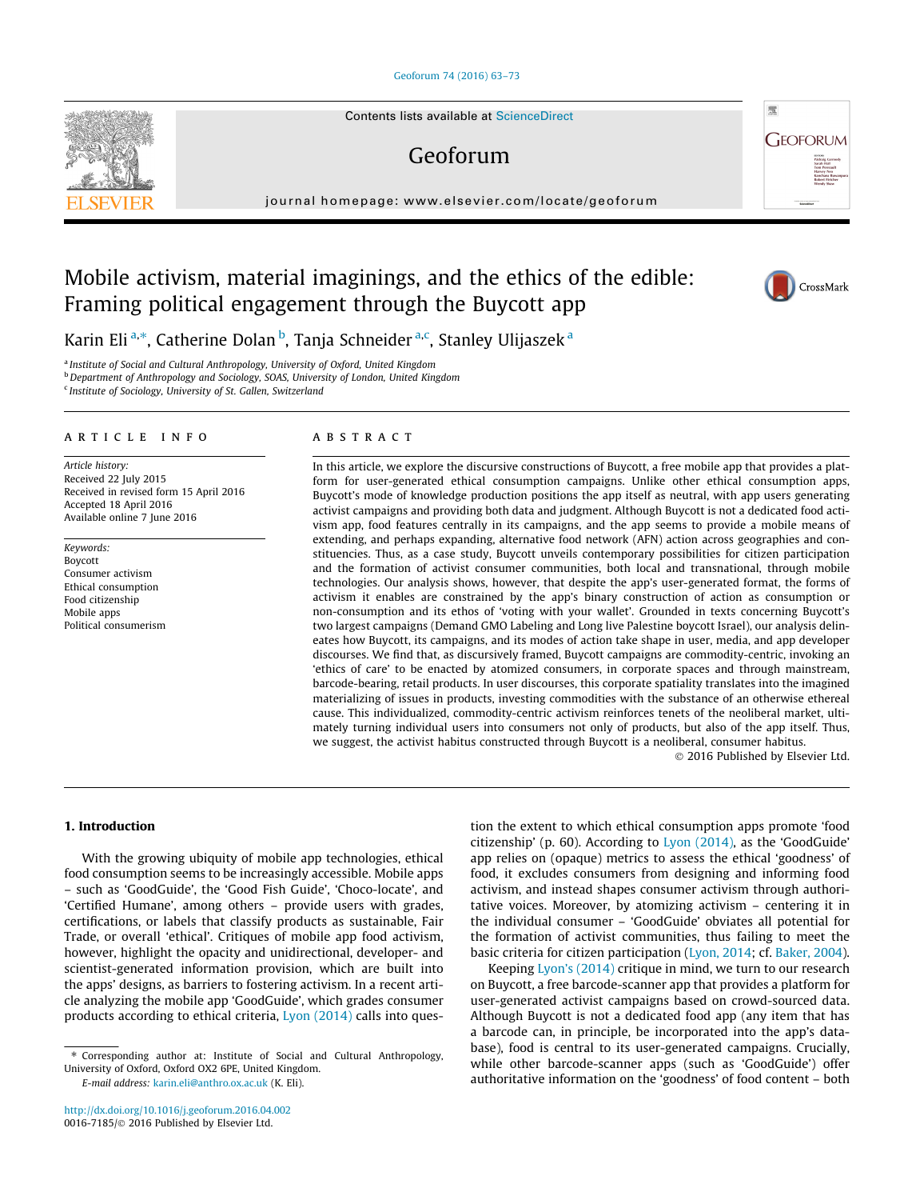# Mobile activism, material imaginings, and the ethics of the edible: Framing political engagement through the Buycott app

Karin Eli [a,*], Catherine Dolan [b], Tanja Schneider [a,c], Stanley Ulijaszek [a]

[a] Institute of Social and Cultural Anthropology, University of Oxford, United Kingdom
[b] Department of Anthropology and Sociology, SOAS, University of London, United Kingdom
[c] Institute of Sociology, University of St. Gallen, Switzerland

## ARTICLE INFO

*Article history:*
Received 22 July 2015
Received in revised form 15 April 2016
Accepted 18 April 2016
Available online 7 June 2016

*Keywords:*
Boycott
Consumer activism
Ethical consumption
Food citizenship
Mobile apps
Political consumerism

## ABSTRACT

In this article, we explore the discursive constructions of Buycott, a free mobile app that provides a platform for user-generated ethical consumption campaigns. Unlike other ethical consumption apps, Buycott's mode of knowledge production positions the app itself as neutral, with app users generating activist campaigns and providing both data and judgment. Although Buycott is not a dedicated food activism app, food features centrally in its campaigns, and the app seems to provide a mobile means of extending, and perhaps expanding, alternative food network (AFN) action across geographies and constituencies. Thus, as a case study, Buycott unveils contemporary possibilities for citizen participation and the formation of activist consumer communities, both local and transnational, through mobile technologies. Our analysis shows, however, that despite the app's user-generated format, the forms of activism it enables are constrained by the app's binary construction of action as consumption or non-consumption and its ethos of 'voting with your wallet'. Grounded in texts concerning Buycott's two largest campaigns (Demand GMO Labeling and Long live Palestine boycott Israel), our analysis delineates how Buycott, its campaigns, and its modes of action take shape in user, media, and app developer discourses. We find that, as discursively framed, Buycott campaigns are commodity-centric, invoking an 'ethics of care' to be enacted by atomized consumers, in corporate spaces and through mainstream, barcode-bearing, retail products. In user discourses, this corporate spatiality translates into the imagined materializing of issues in products, investing commodities with the substance of an otherwise ethereal cause. This individualized, commodity-centric activism reinforces tenets of the neoliberal market, ultimately turning individual users into consumers not only of products, but also of the app itself. Thus, we suggest, the activist habitus constructed through Buycott is a neoliberal, consumer habitus.

© 2016 Published by Elsevier Ltd.

## 1. Introduction

With the growing ubiquity of mobile app technologies, ethical food consumption seems to be increasingly accessible. Mobile apps – such as 'GoodGuide', the 'Good Fish Guide', 'Choco-locate', and 'Certified Humane', among others – provide users with grades, certifications, or labels that classify products as sustainable, Fair Trade, or overall 'ethical'. Critiques of mobile app food activism, however, highlight the opacity and unidirectional, developer- and scientist-generated information provision, which are built into the apps' designs, as barriers to fostering activism. In a recent article analyzing the mobile app 'GoodGuide', which grades consumer products according to ethical criteria, Lyon (2014) calls into question the extent to which ethical consumption apps promote 'food citizenship' (p. 60). According to Lyon (2014), as the 'GoodGuide' app relies on (opaque) metrics to assess the ethical 'goodness' of food, it excludes consumers from designing and informing food activism, and instead shapes consumer activism through authoritative voices. Moreover, by atomizing activism – centering it in the individual consumer – 'GoodGuide' obviates all potential for the formation of activist communities, thus failing to meet the basic criteria for citizen participation (Lyon, 2014; cf. Baker, 2004).

Keeping Lyon's (2014) critique in mind, we turn to our research on Buycott, a free barcode-scanner app that provides a platform for user-generated activist campaigns based on crowd-sourced data. Although Buycott is not a dedicated food app (any item that has a barcode can, in principle, be incorporated into the app's database), food is central to its user-generated campaigns. Crucially, while other barcode-scanner apps (such as 'GoodGuide') offer authoritative information on the 'goodness' of food content – both

* Corresponding author at: Institute of Social and Cultural Anthropology, University of Oxford, Oxford OX2 6PE, United Kingdom.
*E-mail address:* karin.eli@anthro.ox.ac.uk (K. Eli).

http://dx.doi.org/10.1016/j.geoforum.2016.04.002
0016-7185/© 2016 Published by Elsevier Ltd.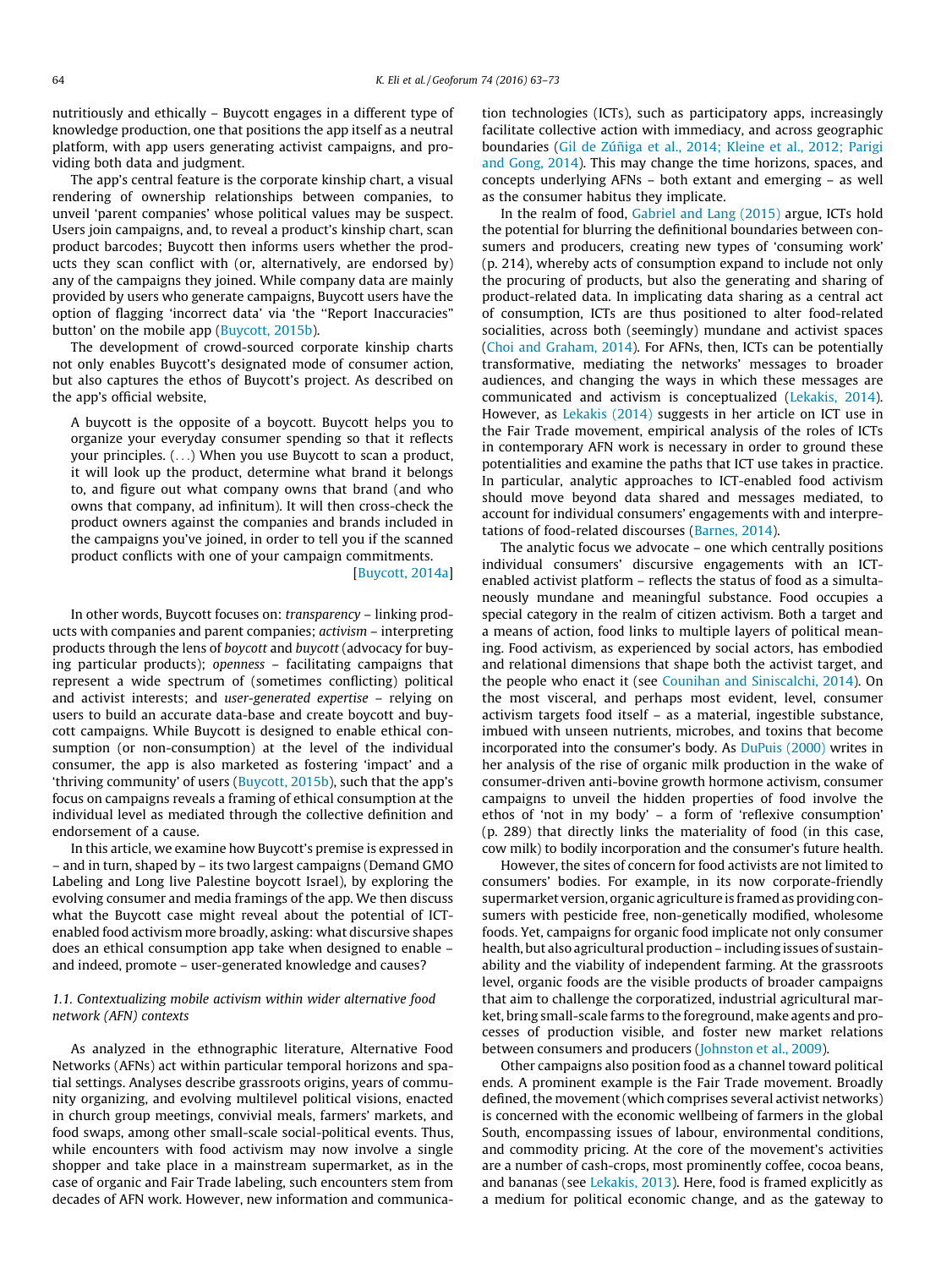nutritiously and ethically – Buycott engages in a different type of knowledge production, one that positions the app itself as a neutral platform, with app users generating activist campaigns, and providing both data and judgment.

The app's central feature is the corporate kinship chart, a visual rendering of ownership relationships between companies, to unveil 'parent companies' whose political values may be suspect. Users join campaigns, and, to reveal a product's kinship chart, scan product barcodes; Buycott then informs users whether the products they scan conflict with (or, alternatively, are endorsed by) any of the campaigns they joined. While company data are mainly provided by users who generate campaigns, Buycott users have the option of flagging 'incorrect data' via 'the "Report Inaccuracies" button' on the mobile app (Buycott, 2015b).

The development of crowd-sourced corporate kinship charts not only enables Buycott's designated mode of consumer action, but also captures the ethos of Buycott's project. As described on the app's official website,

> A buycott is the opposite of a boycott. Buycott helps you to organize your everyday consumer spending so that it reflects your principles. (...) When you use Buycott to scan a product, it will look up the product, determine what brand it belongs to, and figure out what company owns that brand (and who owns that company, ad infinitum). It will then cross-check the product owners against the companies and brands included in the campaigns you've joined, in order to tell you if the scanned product conflicts with one of your campaign commitments.
>
> [Buycott, 2014a]

In other words, Buycott focuses on: *transparency* – linking products with companies and parent companies; *activism* – interpreting products through the lens of *boycott* and *buycott* (advocacy for buying particular products); *openness* – facilitating campaigns that represent a wide spectrum of (sometimes conflicting) political and activist interests; and *user-generated expertise* – relying on users to build an accurate data-base and create boycott and buycott campaigns. While Buycott is designed to enable ethical consumption (or non-consumption) at the level of the individual consumer, the app is also marketed as fostering 'impact' and a 'thriving community' of users (Buycott, 2015b), such that the app's focus on campaigns reveals a framing of ethical consumption at the individual level as mediated through the collective definition and endorsement of a cause.

In this article, we examine how Buycott's premise is expressed in – and in turn, shaped by – its two largest campaigns (Demand GMO Labeling and Long live Palestine boycott Israel), by exploring the evolving consumer and media framings of the app. We then discuss what the Buycott case might reveal about the potential of ICT-enabled food activism more broadly, asking: what discursive shapes does an ethical consumption app take when designed to enable – and indeed, promote – user-generated knowledge and causes?

### 1.1. Contextualizing mobile activism within wider alternative food network (AFN) contexts

As analyzed in the ethnographic literature, Alternative Food Networks (AFNs) act within particular temporal horizons and spatial settings. Analyses describe grassroots origins, years of community organizing, and evolving multilevel political visions, enacted in church group meetings, convivial meals, farmers' markets, and food swaps, among other small-scale social-political events. Thus, while encounters with food activism may now involve a single shopper and take place in a mainstream supermarket, as in the case of organic and Fair Trade labeling, such encounters stem from decades of AFN work. However, new information and communication technologies (ICTs), such as participatory apps, increasingly facilitate collective action with immediacy, and across geographic boundaries (Gil de Zúñiga et al., 2014; Kleine et al., 2012; Parigi and Gong, 2014). This may change the time horizons, spaces, and concepts underlying AFNs – both extant and emerging – as well as the consumer habitus they implicate.

In the realm of food, Gabriel and Lang (2015) argue, ICTs hold the potential for blurring the definitional boundaries between consumers and producers, creating new types of 'consuming work' (p. 214), whereby acts of consumption expand to include not only the procuring of products, but also the generating and sharing of product-related data. In implicating data sharing as a central act of consumption, ICTs are thus positioned to alter food-related socialities, across both (seemingly) mundane and activist spaces (Choi and Graham, 2014). For AFNs, then, ICTs can be potentially transformative, mediating the networks' messages to broader audiences, and changing the ways in which these messages are communicated and activism is conceptualized (Lekakis, 2014). However, as Lekakis (2014) suggests in her article on ICT use in the Fair Trade movement, empirical analysis of the roles of ICTs in contemporary AFN work is necessary in order to ground these potentialities and examine the paths that ICT use takes in practice. In particular, analytic approaches to ICT-enabled food activism should move beyond data shared and messages mediated, to account for individual consumers' engagements with and interpretations of food-related discourses (Barnes, 2014).

The analytic focus we advocate – one which centrally positions individual consumers' discursive engagements with an ICT-enabled activist platform – reflects the status of food as a simultaneously mundane and meaningful substance. Food occupies a special category in the realm of citizen activism. Both a target and a means of action, food links to multiple layers of political meaning. Food activism, as experienced by social actors, has embodied and relational dimensions that shape both the activist target, and the people who enact it (see Counihan and Siniscalchi, 2014). On the most visceral, and perhaps most evident, level, consumer activism targets food itself – as a material, ingestible substance, imbued with unseen nutrients, microbes, and toxins that become incorporated into the consumer's body. As DuPuis (2000) writes in her analysis of the rise of organic milk production in the wake of consumer-driven anti-bovine growth hormone activism, consumer campaigns to unveil the hidden properties of food involve the ethos of 'not in my body' – a form of 'reflexive consumption' (p. 289) that directly links the materiality of food (in this case, cow milk) to bodily incorporation and the consumer's future health.

However, the sites of concern for food activists are not limited to consumers' bodies. For example, in its now corporate-friendly supermarket version, organic agriculture is framed as providing consumers with pesticide free, non-genetically modified, wholesome foods. Yet, campaigns for organic food implicate not only consumer health, but also agricultural production – including issues of sustainability and the viability of independent farming. At the grassroots level, organic foods are the visible products of broader campaigns that aim to challenge the corporatized, industrial agricultural market, bring small-scale farms to the foreground, make agents and processes of production visible, and foster new market relations between consumers and producers (Johnston et al., 2009).

Other campaigns also position food as a channel toward political ends. A prominent example is the Fair Trade movement. Broadly defined, the movement (which comprises several activist networks) is concerned with the economic wellbeing of farmers in the global South, encompassing issues of labour, environmental conditions, and commodity pricing. At the core of the movement's activities are a number of cash-crops, most prominently coffee, cocoa beans, and bananas (see Lekakis, 2013). Here, food is framed explicitly as a medium for political economic change, and as the gateway to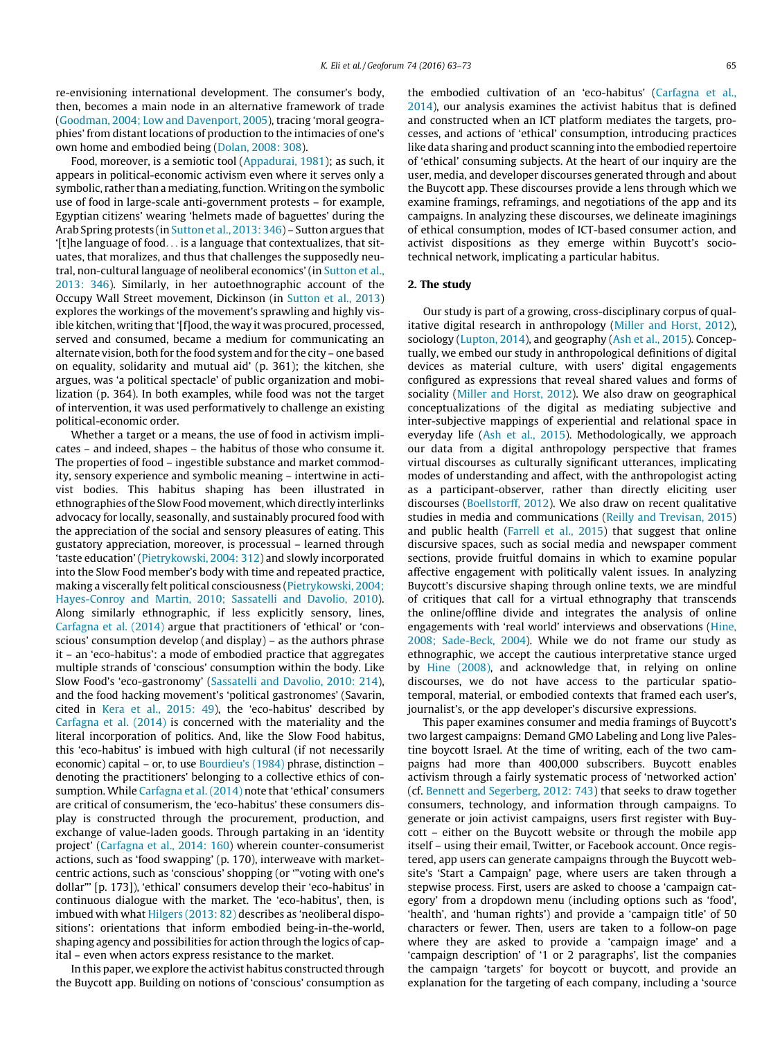re-envisioning international development. The consumer's body, then, becomes a main node in an alternative framework of trade (Goodman, 2004; Low and Davenport, 2005), tracing 'moral geographies' from distant locations of production to the intimacies of one's own home and embodied being (Dolan, 2008: 308).

Food, moreover, is a semiotic tool (Appadurai, 1981); as such, it appears in political-economic activism even where it serves only a symbolic, rather than a mediating, function. Writing on the symbolic use of food in large-scale anti-government protests – for example, Egyptian citizens' wearing 'helmets made of baguettes' during the Arab Spring protests (in Sutton et al., 2013: 346) – Sutton argues that '[t]he language of food... is a language that contextualizes, that situates, that moralizes, and thus that challenges the supposedly neutral, non-cultural language of neoliberal economics' (in Sutton et al., 2013: 346). Similarly, in her autoethnographic account of the Occupy Wall Street movement, Dickinson (in Sutton et al., 2013) explores the workings of the movement's sprawling and highly visible kitchen, writing that '[f]ood, the way it was procured, processed, served and consumed, became a medium for communicating an alternate vision, both for the food system and for the city – one based on equality, solidarity and mutual aid' (p. 361); the kitchen, she argues, was 'a political spectacle' of public organization and mobilization (p. 364). In both examples, while food was not the target of intervention, it was used performatively to challenge an existing political-economic order.

Whether a target or a means, the use of food in activism implicates – and indeed, shapes – the habitus of those who consume it. The properties of food – ingestible substance and market commodity, sensory experience and symbolic meaning – intertwine in activist bodies. This habitus shaping has been illustrated in ethnographies of the Slow Food movement, which directly interlinks advocacy for locally, seasonally, and sustainably procured food with the appreciation of the social and sensory pleasures of eating. This gustatory appreciation, moreover, is processual – learned through 'taste education' (Pietrykowski, 2004: 312) and slowly incorporated into the Slow Food member's body with time and repeated practice, making a viscerally felt political consciousness (Pietrykowski, 2004; Hayes-Conroy and Martin, 2010; Sassatelli and Davolio, 2010). Along similarly ethnographic, if less explicitly sensory, lines, Carfagna et al. (2014) argue that practitioners of 'ethical' or 'conscious' consumption develop (and display) – as the authors phrase it – an 'eco-habitus': a mode of embodied practice that aggregates multiple strands of 'conscious' consumption within the body. Like Slow Food's 'eco-gastronomy' (Sassatelli and Davolio, 2010: 214), and the food hacking movement's 'political gastronomes' (Savarin, cited in Kera et al., 2015: 49), the 'eco-habitus' described by Carfagna et al. (2014) is concerned with the materiality and the literal incorporation of politics. And, like the Slow Food habitus, this 'eco-habitus' is imbued with high cultural (if not necessarily economic) capital – or, to use Bourdieu's (1984) phrase, distinction – denoting the practitioners' belonging to a collective ethics of consumption. While Carfagna et al. (2014) note that 'ethical' consumers are critical of consumerism, the 'eco-habitus' these consumers display is constructed through the procurement, production, and exchange of value-laden goods. Through partaking in an 'identity project' (Carfagna et al., 2014: 160) wherein counter-consumerist actions, such as 'food swapping' (p. 170), interweave with market-centric actions, such as 'conscious' shopping (or '"voting with one's dollar"' [p. 173]), 'ethical' consumers develop their 'eco-habitus' in continuous dialogue with the market. The 'eco-habitus', then, is imbued with what Hilgers (2013: 82) describes as 'neoliberal dispositions': orientations that inform embodied being-in-the-world, shaping agency and possibilities for action through the logics of capital – even when actors express resistance to the market.

In this paper, we explore the activist habitus constructed through the Buycott app. Building on notions of 'conscious' consumption as the embodied cultivation of an 'eco-habitus' (Carfagna et al., 2014), our analysis examines the activist habitus that is defined and constructed when an ICT platform mediates the targets, processes, and actions of 'ethical' consumption, introducing practices like data sharing and product scanning into the embodied repertoire of 'ethical' consuming subjects. At the heart of our inquiry are the user, media, and developer discourses generated through and about the Buycott app. These discourses provide a lens through which we examine framings, reframings, and negotiations of the app and its campaigns. In analyzing these discourses, we delineate imaginings of ethical consumption, modes of ICT-based consumer action, and activist dispositions as they emerge within Buycott's socio-technical network, implicating a particular habitus.

## 2. The study

Our study is part of a growing, cross-disciplinary corpus of qualitative digital research in anthropology (Miller and Horst, 2012), sociology (Lupton, 2014), and geography (Ash et al., 2015). Conceptually, we embed our study in anthropological definitions of digital devices as material culture, with users' digital engagements configured as expressions that reveal shared values and forms of sociality (Miller and Horst, 2012). We also draw on geographical conceptualizations of the digital as mediating subjective and inter-subjective mappings of experiential and relational space in everyday life (Ash et al., 2015). Methodologically, we approach our data from a digital anthropology perspective that frames virtual discourses as culturally significant utterances, implicating modes of understanding and affect, with the anthropologist acting as a participant-observer, rather than directly eliciting user discourses (Boellstorff, 2012). We also draw on recent qualitative studies in media and communications (Reilly and Trevisan, 2015) and public health (Farrell et al., 2015) that suggest that online discursive spaces, such as social media and newspaper comment sections, provide fruitful domains in which to examine popular affective engagement with politically valent issues. In analyzing Buycott's discursive shaping through online texts, we are mindful of critiques that call for a virtual ethnography that transcends the online/offline divide and integrates the analysis of online engagements with 'real world' interviews and observations (Hine, 2008; Sade-Beck, 2004). While we do not frame our study as ethnographic, we accept the cautious interpretative stance urged by Hine (2008), and acknowledge that, in relying on online discourses, we do not have access to the particular spatio-temporal, material, or embodied contexts that framed each user's, journalist's, or the app developer's discursive expressions.

This paper examines consumer and media framings of Buycott's two largest campaigns: Demand GMO Labeling and Long live Palestine boycott Israel. At the time of writing, each of the two campaigns had more than 400,000 subscribers. Buycott enables activism through a fairly systematic process of 'networked action' (cf. Bennett and Segerberg, 2012: 743) that seeks to draw together consumers, technology, and information through campaigns. To generate or join activist campaigns, users first register with Buycott – either on the Buycott website or through the mobile app itself – using their email, Twitter, or Facebook account. Once registered, app users can generate campaigns through the Buycott website's 'Start a Campaign' page, where users are taken through a stepwise process. First, users are asked to choose a 'campaign category' from a dropdown menu (including options such as 'food', 'health', and 'human rights') and provide a 'campaign title' of 50 characters or fewer. Then, users are taken to a follow-on page where they are asked to provide a 'campaign image' and a 'campaign description' of '1 or 2 paragraphs', list the companies the campaign 'targets' for boycott or buycott, and provide an explanation for the targeting of each company, including a 'source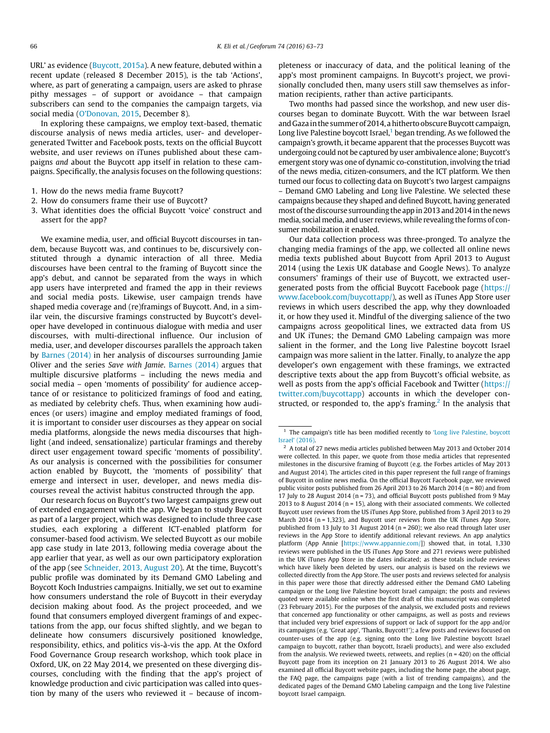URL' as evidence (Buycott, 2015a). A new feature, debuted within a recent update (released 8 December 2015), is the tab 'Actions', where, as part of generating a campaign, users are asked to phrase pithy messages – of support or avoidance – that campaign subscribers can send to the companies the campaign targets, via social media (O'Donovan, 2015, December 8).

In exploring these campaigns, we employ text-based, thematic discourse analysis of news media articles, user- and developer-generated Twitter and Facebook posts, texts on the official Buycott website, and user reviews on iTunes published about these campaigns *and* about the Buycott app itself in relation to these campaigns. Specifically, the analysis focuses on the following questions:

1. How do the news media frame Buycott?
2. How do consumers frame their use of Buycott?
3. What identities does the official Buycott 'voice' construct and assert for the app?

We examine media, user, and official Buycott discourses in tandem, because Buycott was, and continues to be, discursively constituted through a dynamic interaction of all three. Media discourses have been central to the framing of Buycott since the app's debut, and cannot be separated from the ways in which app users have interpreted and framed the app in their reviews and social media posts. Likewise, user campaign trends have shaped media coverage and (re)framings of Buycott. And, in a similar vein, the discursive framings constructed by Buycott's developer have developed in continuous dialogue with media and user discourses, with multi-directional influence. Our inclusion of media, user, and developer discourses parallels the approach taken by Barnes (2014) in her analysis of discourses surrounding Jamie Oliver and the series *Save with Jamie*. Barnes (2014) argues that multiple discursive platforms – including the news media and social media – open 'moments of possibility' for audience acceptance of or resistance to politicized framings of food and eating, as mediated by celebrity chefs. Thus, when examining how audiences (or users) imagine and employ mediated framings of food, it is important to consider user discourses as they appear on social media platforms, alongside the news media discourses that highlight (and indeed, sensationalize) particular framings and thereby direct user engagement toward specific 'moments of possibility'. As our analysis is concerned with the possibilities for consumer action enabled by Buycott, the 'moments of possibility' that emerge and intersect in user, developer, and news media discourses reveal the activist habitus constructed through the app.

Our research focus on Buycott's two largest campaigns grew out of extended engagement with the app. We began to study Buycott as part of a larger project, which was designed to include three case studies, each exploring a different ICT-enabled platform for consumer-based food activism. We selected Buycott as our mobile app case study in late 2013, following media coverage about the app earlier that year, as well as our own participatory exploration of the app (see Schneider, 2013, August 20). At the time, Buycott's public profile was dominated by its Demand GMO Labeling and Boycott Koch Industries campaigns. Initially, we set out to examine how consumers understand the role of Buycott in their everyday decision making about food. As the project proceeded, and we found that consumers employed divergent framings of and expectations from the app, our focus shifted slightly, and we began to delineate how consumers discursively positioned knowledge, responsibility, ethics, and politics vis-à-vis the app. At the Oxford Food Governance Group research workshop, which took place in Oxford, UK, on 22 May 2014, we presented on these diverging discourses, concluding with the finding that the app's project of knowledge production and civic participation was called into question by many of the users who reviewed it – because of incompleteness or inaccuracy of data, and the political leaning of the app's most prominent campaigns. In Buycott's project, we provisionally concluded then, many users still saw themselves as information recipients, rather than active participants.

Two months had passed since the workshop, and new user discourses began to dominate Buycott. With the war between Israel and Gaza in the summer of 2014, a hitherto obscure Buycott campaign, Long live Palestine boycott Israel,[1] began trending. As we followed the campaign's growth, it became apparent that the processes Buycott was undergoing could not be captured by user ambivalence alone; Buycott's emergent story was one of dynamic co-constitution, involving the triad of the news media, citizen-consumers, and the ICT platform. We then turned our focus to collecting data on Buycott's two largest campaigns – Demand GMO Labeling and Long live Palestine. We selected these campaigns because they shaped and defined Buycott, having generated most of the discourse surrounding the app in 2013 and 2014 in the news media, social media, and user reviews, while revealing the forms of consumer mobilization it enabled.

Our data collection process was three-pronged. To analyze the changing media framings of the app, we collected all online news media texts published about Buycott from April 2013 to August 2014 (using the Lexis UK database and Google News). To analyze consumers' framings of their use of Buycott, we extracted user-generated posts from the official Buycott Facebook page (https://www.facebook.com/buycottapp/), as well as iTunes App Store user reviews in which users described the app, why they downloaded it, or how they used it. Mindful of the diverging salience of the two campaigns across geopolitical lines, we extracted data from US and UK iTunes; the Demand GMO Labeling campaign was more salient in the former, and the Long live Palestine boycott Israel campaign was more salient in the latter. Finally, to analyze the app developer's own engagement with these framings, we extracted descriptive texts about the app from Buycott's official website, as well as posts from the app's official Facebook and Twitter (https://twitter.com/buycottapp) accounts in which the developer constructed, or responded to, the app's framing.[2] In the analysis that

---

[1] The campaign's title has been modified recently to 'Long live Palestine, boycott Israel' (2016).

[2] A total of 27 news media articles published between May 2013 and October 2014 were collected. In this paper, we quote from those media articles that represented milestones in the discursive framing of Buycott (e.g. the Forbes articles of May 2013 and August 2014). The articles cited in this paper represent the full range of framings of Buycott in online news media. On the official Buycott Facebook page, we reviewed public visitor posts published from 26 April 2013 to 26 March 2014 (n = 80) and from 17 July to 28 August 2014 (n = 73), and official Buycott posts published from 9 May 2013 to 8 August 2014 (n = 15), along with their associated comments. We collected Buycott user reviews from the US iTunes App Store, published from 3 April 2013 to 29 March 2014 (n = 1,323), and Buycott user reviews from the UK iTunes App Store, published from 13 July to 31 August 2014 (n = 260); we also read through later user reviews in the App Store to identify additional relevant reviews. An app analytics platform (App Annie [https://www.appannie.com/]) showed that, in total, 1,330 reviews were published in the US iTunes App Store and 271 reviews were published in the UK iTunes App Store in the dates indicated; as these totals include reviews which have likely been deleted by users, our analysis is based on the reviews we collected directly from the App Store. The user posts and reviews selected for analysis in this paper were those that directly addressed either the Demand GMO Labeling campaign or the Long live Palestine boycott Israel campaign; the posts and reviews quoted were available online when the first draft of this manuscript was completed (23 February 2015). For the purposes of the analysis, we excluded posts and reviews that concerned app functionality or other campaigns, as well as posts and reviews that included very brief expressions of support or lack of support for the app and/or its campaigns (e.g. 'Great app', 'Thanks, Buycott!'); a few posts and reviews focused on counter-uses of the app (e.g. signing onto the Long live Palestine boycott Israel campaign to buycott, rather than boycott, Israeli products), and were also excluded from the analysis. We reviewed tweets, retweets, and replies (n = 420) on the official Buycott page from its inception on 21 January 2013 to 26 August 2014. We also examined all official Buycott website pages, including the home page, the about page, the FAQ page, the campaigns page (with a list of trending campaigns), and the dedicated pages of the Demand GMO Labeling campaign and the Long live Palestine boycott Israel campaign.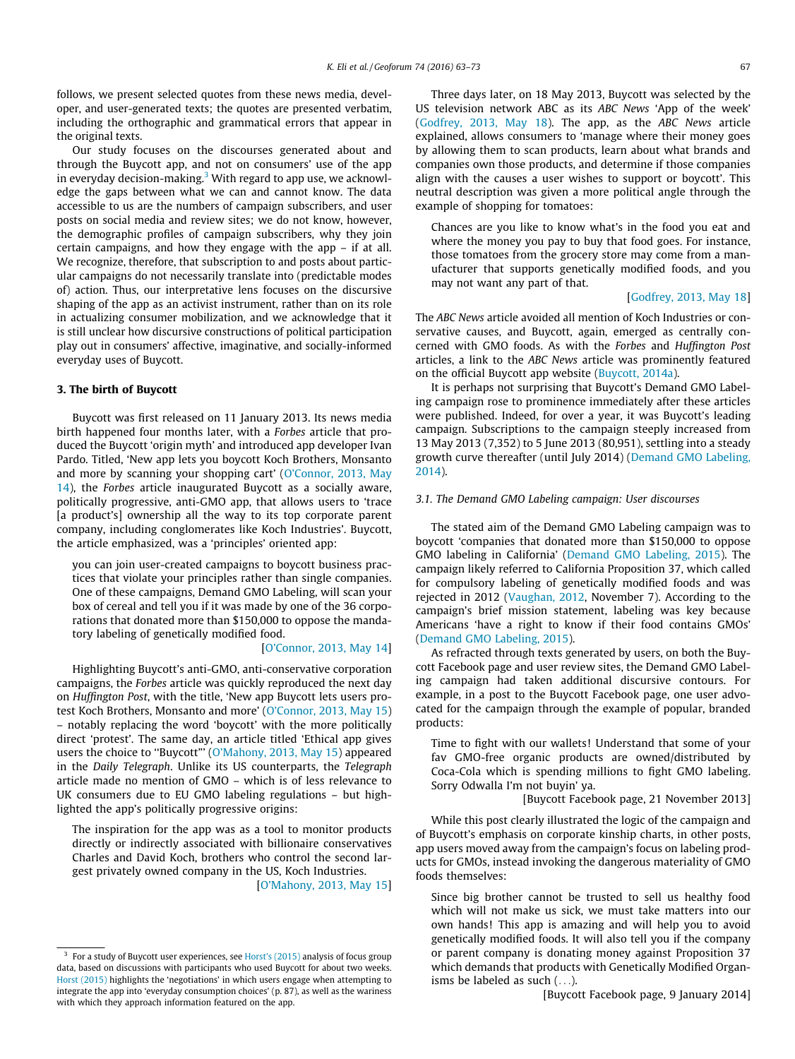follows, we present selected quotes from these news media, developer, and user-generated texts; the quotes are presented verbatim, including the orthographic and grammatical errors that appear in the original texts.

Our study focuses on the discourses generated about and through the Buycott app, and not on consumers' use of the app in everyday decision-making.[3] With regard to app use, we acknowledge the gaps between what we can and cannot know. The data accessible to us are the numbers of campaign subscribers, and user posts on social media and review sites; we do not know, however, the demographic profiles of campaign subscribers, why they join certain campaigns, and how they engage with the app – if at all. We recognize, therefore, that subscription to and posts about particular campaigns do not necessarily translate into (predictable modes of) action. Thus, our interpretative lens focuses on the discursive shaping of the app as an activist instrument, rather than on its role in actualizing consumer mobilization, and we acknowledge that it is still unclear how discursive constructions of political participation play out in consumers' affective, imaginative, and socially-informed everyday uses of Buycott.

## 3. The birth of Buycott

Buycott was first released on 11 January 2013. Its news media birth happened four months later, with a *Forbes* article that produced the Buycott 'origin myth' and introduced app developer Ivan Pardo. Titled, 'New app lets you boycott Koch Brothers, Monsanto and more by scanning your shopping cart' (O'Connor, 2013, May 14), the *Forbes* article inaugurated Buycott as a socially aware, politically progressive, anti-GMO app, that allows users to 'trace [a product's] ownership all the way to its top corporate parent company, including conglomerates like Koch Industries'. Buycott, the article emphasized, was a 'principles' oriented app:

> you can join user-created campaigns to boycott business practices that violate your principles rather than single companies. One of these campaigns, Demand GMO Labeling, will scan your box of cereal and tell you if it was made by one of the 36 corporations that donated more than $150,000 to oppose the mandatory labeling of genetically modified food.
>
> [O'Connor, 2013, May 14]

Highlighting Buycott's anti-GMO, anti-conservative corporation campaigns, the *Forbes* article was quickly reproduced the next day on *Huffington Post*, with the title, 'New app Buycott lets users protest Koch Brothers, Monsanto and more' (O'Connor, 2013, May 15) – notably replacing the word 'boycott' with the more politically direct 'protest'. The same day, an article titled 'Ethical app gives users the choice to "Buycott"' (O'Mahony, 2013, May 15) appeared in the *Daily Telegraph*. Unlike its US counterparts, the *Telegraph* article made no mention of GMO – which is of less relevance to UK consumers due to EU GMO labeling regulations – but highlighted the app's politically progressive origins:

> The inspiration for the app was as a tool to monitor products directly or indirectly associated with billionaire conservatives Charles and David Koch, brothers who control the second largest privately owned company in the US, Koch Industries.
>
> [O'Mahony, 2013, May 15]

Three days later, on 18 May 2013, Buycott was selected by the US television network ABC as its *ABC News* 'App of the week' (Godfrey, 2013, May 18). The app, as the *ABC News* article explained, allows consumers to 'manage where their money goes by allowing them to scan products, learn about what brands and companies own those products, and determine if those companies align with the causes a user wishes to support or boycott'. This neutral description was given a more political angle through the example of shopping for tomatoes:

> Chances are you like to know what's in the food you eat and where the money you pay to buy that food goes. For instance, those tomatoes from the grocery store may come from a manufacturer that supports genetically modified foods, and you may not want any part of that.
>
> [Godfrey, 2013, May 18]

The *ABC News* article avoided all mention of Koch Industries or conservative causes, and Buycott, again, emerged as centrally concerned with GMO foods. As with the *Forbes* and *Huffington Post* articles, a link to the *ABC News* article was prominently featured on the official Buycott app website (Buycott, 2014a).

It is perhaps not surprising that Buycott's Demand GMO Labeling campaign rose to prominence immediately after these articles were published. Indeed, for over a year, it was Buycott's leading campaign. Subscriptions to the campaign steeply increased from 13 May 2013 (7,352) to 5 June 2013 (80,951), settling into a steady growth curve thereafter (until July 2014) (Demand GMO Labeling, 2014).

### 3.1. The Demand GMO Labeling campaign: User discourses

The stated aim of the Demand GMO Labeling campaign was to boycott 'companies that donated more than $150,000 to oppose GMO labeling in California' (Demand GMO Labeling, 2015). The campaign likely referred to California Proposition 37, which called for compulsory labeling of genetically modified foods and was rejected in 2012 (Vaughan, 2012, November 7). According to the campaign's brief mission statement, labeling was key because Americans 'have a right to know if their food contains GMOs' (Demand GMO Labeling, 2015).

As refracted through texts generated by users, on both the Buycott Facebook page and user review sites, the Demand GMO Labeling campaign had taken additional discursive contours. For example, in a post to the Buycott Facebook page, one user advocated for the campaign through the example of popular, branded products:

> Time to fight with our wallets! Understand that some of your fav GMO-free organic products are owned/distributed by Coca-Cola which is spending millions to fight GMO labeling. Sorry Odwalla I'm not buyin' ya.
>
> [Buycott Facebook page, 21 November 2013]

While this post clearly illustrated the logic of the campaign and of Buycott's emphasis on corporate kinship charts, in other posts, app users moved away from the campaign's focus on labeling products for GMOs, instead invoking the dangerous materiality of GMO foods themselves:

> Since big brother cannot be trusted to sell us healthy food which will not make us sick, we must take matters into our own hands! This app is amazing and will help you to avoid genetically modified foods. It will also tell you if the company or parent company is donating money against Proposition 37 which demands that products with Genetically Modified Organisms be labeled as such (...).
>
> [Buycott Facebook page, 9 January 2014]

[3] For a study of Buycott user experiences, see Horst's (2015) analysis of focus group data, based on discussions with participants who used Buycott for about two weeks. Horst (2015) highlights the 'negotiations' in which users engage when attempting to integrate the app into 'everyday consumption choices' (p. 87), as well as the wariness with which they approach information featured on the app.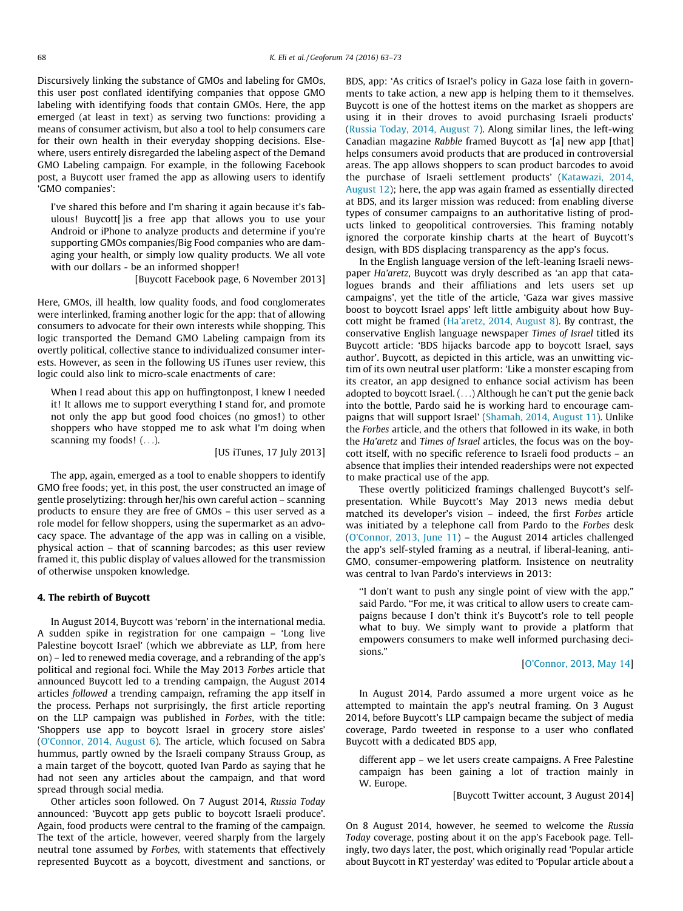Discursively linking the substance of GMOs and labeling for GMOs, this user post conflated identifying companies that oppose GMO labeling with identifying foods that contain GMOs. Here, the app emerged (at least in text) as serving two functions: providing a means of consumer activism, but also a tool to help consumers care for their own health in their everyday shopping decisions. Elsewhere, users entirely disregarded the labeling aspect of the Demand GMO Labeling campaign. For example, in the following Facebook post, a Buycott user framed the app as allowing users to identify 'GMO companies':

> I've shared this before and I'm sharing it again because it's fabulous! Buycott[ ]is a free app that allows you to use your Android or iPhone to analyze products and determine if you're supporting GMOs companies/Big Food companies who are damaging your health, or simply low quality products. We all vote with our dollars - be an informed shopper!
>
> [Buycott Facebook page, 6 November 2013]

Here, GMOs, ill health, low quality foods, and food conglomerates were interlinked, framing another logic for the app: that of allowing consumers to advocate for their own interests while shopping. This logic transported the Demand GMO Labeling campaign from its overtly political, collective stance to individualized consumer interests. However, as seen in the following US iTunes user review, this logic could also link to micro-scale enactments of care:

> When I read about this app on huffingtonpost, I knew I needed it! It allows me to support everything I stand for, and promote not only the app but good food choices (no gmos!) to other shoppers who have stopped me to ask what I'm doing when scanning my foods! (...).
>
> [US iTunes, 17 July 2013]

The app, again, emerged as a tool to enable shoppers to identify GMO free foods; yet, in this post, the user constructed an image of gentle proselytizing: through her/his own careful action – scanning products to ensure they are free of GMOs – this user served as a role model for fellow shoppers, using the supermarket as an advocacy space. The advantage of the app was in calling on a visible, physical action – that of scanning barcodes; as this user review framed it, this public display of values allowed for the transmission of otherwise unspoken knowledge.

## 4. The rebirth of Buycott

In August 2014, Buycott was 'reborn' in the international media. A sudden spike in registration for one campaign – 'Long live Palestine boycott Israel' (which we abbreviate as LLP, from here on) – led to renewed media coverage, and a rebranding of the app's political and regional foci. While the May 2013 *Forbes* article that announced Buycott led to a trending campaign, the August 2014 articles *followed* a trending campaign, reframing the app itself in the process. Perhaps not surprisingly, the first article reporting on the LLP campaign was published in *Forbes*, with the title: 'Shoppers use app to boycott Israel in grocery store aisles' (O'Connor, 2014, August 6). The article, which focused on Sabra hummus, partly owned by the Israeli company Strauss Group, as a main target of the boycott, quoted Ivan Pardo as saying that he had not seen any articles about the campaign, and that word spread through social media.

Other articles soon followed. On 7 August 2014, *Russia Today* announced: 'Buycott app gets public to boycott Israeli produce'. Again, food products were central to the framing of the campaign. The text of the article, however, veered sharply from the largely neutral tone assumed by *Forbes,* with statements that effectively represented Buycott as a boycott, divestment and sanctions, or BDS, app: 'As critics of Israel's policy in Gaza lose faith in governments to take action, a new app is helping them to it themselves. Buycott is one of the hottest items on the market as shoppers are using it in their droves to avoid purchasing Israeli products' (Russia Today, 2014, August 7). Along similar lines, the left-wing Canadian magazine *Rabble* framed Buycott as '[a] new app [that] helps consumers avoid products that are produced in controversial areas. The app allows shoppers to scan product barcodes to avoid the purchase of Israeli settlement products' (Katawazi, 2014, August 12); here, the app was again framed as essentially directed at BDS, and its larger mission was reduced: from enabling diverse types of consumer campaigns to an authoritative listing of products linked to geopolitical controversies. This framing notably ignored the corporate kinship charts at the heart of Buycott's design, with BDS displacing transparency as the app's focus.

In the English language version of the left-leaning Israeli newspaper *Ha'aretz*, Buycott was dryly described as 'an app that catalogues brands and their affiliations and lets users set up campaigns', yet the title of the article, 'Gaza war gives massive boost to boycott Israel apps' left little ambiguity about how Buycott might be framed (Ha'aretz, 2014, August 8). By contrast, the conservative English language newspaper *Times of Israel* titled its Buycott article: 'BDS hijacks barcode app to boycott Israel, says author'. Buycott, as depicted in this article, was an unwitting victim of its own neutral user platform: 'Like a monster escaping from its creator, an app designed to enhance social activism has been adopted to boycott Israel. (...) Although he can't put the genie back into the bottle, Pardo said he is working hard to encourage campaigns that will support Israel' (Shamah, 2014, August 11). Unlike the *Forbes* article, and the others that followed in its wake, in both the *Ha'aretz* and *Times of Israel* articles, the focus was on the boycott itself, with no specific reference to Israeli food products – an absence that implies their intended readerships were not expected to make practical use of the app.

These overtly politicized framings challenged Buycott's self-presentation. While Buycott's May 2013 news media debut matched its developer's vision – indeed, the first *Forbes* article was initiated by a telephone call from Pardo to the *Forbes* desk (O'Connor, 2013, June 11) – the August 2014 articles challenged the app's self-styled framing as a neutral, if liberal-leaning, anti-GMO, consumer-empowering platform. Insistence on neutrality was central to Ivan Pardo's interviews in 2013:

> "I don't want to push any single point of view with the app," said Pardo. "For me, it was critical to allow users to create campaigns because I don't think it's Buycott's role to tell people what to buy. We simply want to provide a platform that empowers consumers to make well informed purchasing decisions."
>
> [O'Connor, 2013, May 14]

In August 2014, Pardo assumed a more urgent voice as he attempted to maintain the app's neutral framing. On 3 August 2014, before Buycott's LLP campaign became the subject of media coverage, Pardo tweeted in response to a user who conflated Buycott with a dedicated BDS app,

> different app – we let users create campaigns. A Free Palestine campaign has been gaining a lot of traction mainly in W. Europe.
>
> [Buycott Twitter account, 3 August 2014]

On 8 August 2014, however, he seemed to welcome the *Russia Today* coverage, posting about it on the app's Facebook page. Tellingly, two days later, the post, which originally read 'Popular article about Buycott in RT yesterday' was edited to 'Popular article about a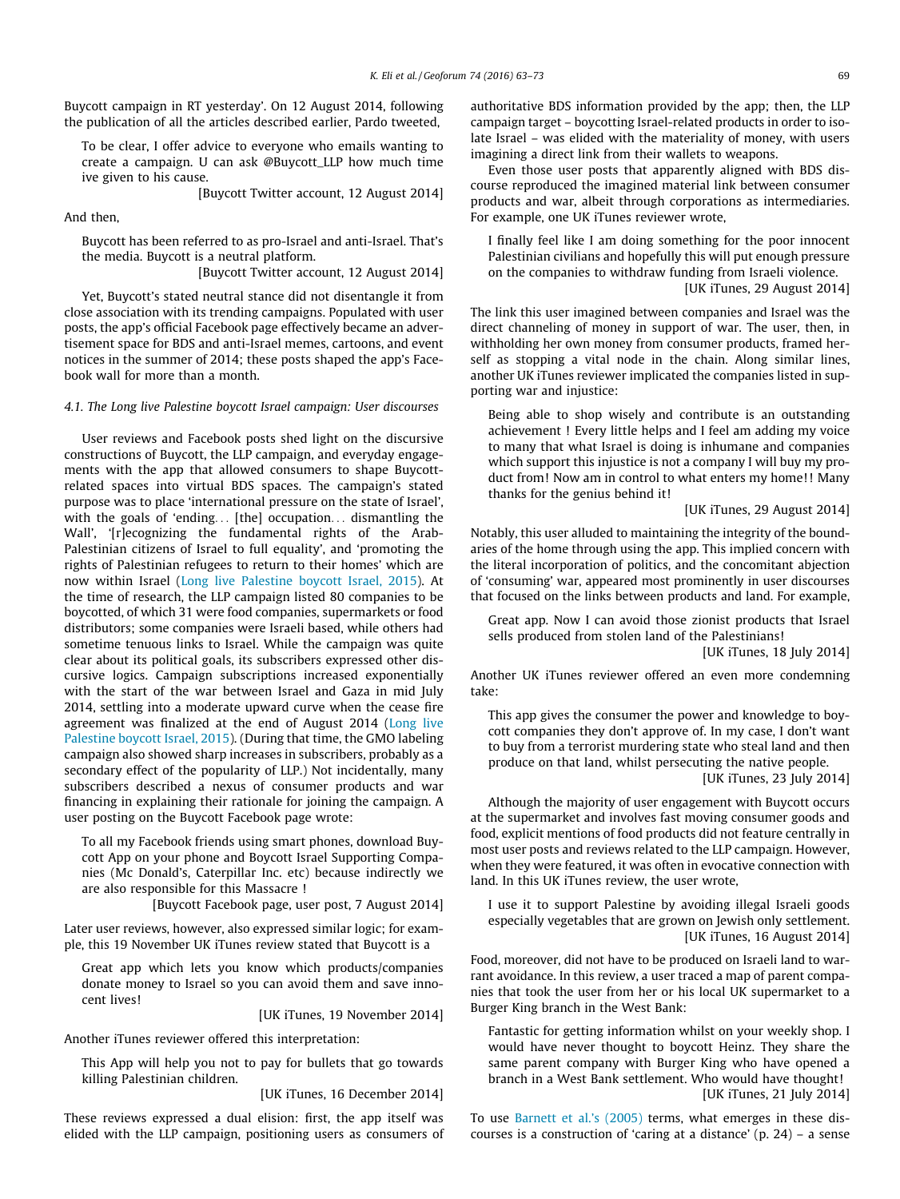Buycott campaign in RT yesterday'. On 12 August 2014, following the publication of all the articles described earlier, Pardo tweeted,

> To be clear, I offer advice to everyone who emails wanting to create a campaign. U can ask @Buycott_LLP how much time ive given to his cause.
>
> [Buycott Twitter account, 12 August 2014]

And then,

> Buycott has been referred to as pro-Israel and anti-Israel. That's the media. Buycott is a neutral platform.
>
> [Buycott Twitter account, 12 August 2014]

Yet, Buycott's stated neutral stance did not disentangle it from close association with its trending campaigns. Populated with user posts, the app's official Facebook page effectively became an advertisement space for BDS and anti-Israel memes, cartoons, and event notices in the summer of 2014; these posts shaped the app's Facebook wall for more than a month.

#### 4.1. The Long live Palestine boycott Israel campaign: User discourses

User reviews and Facebook posts shed light on the discursive constructions of Buycott, the LLP campaign, and everyday engagements with the app that allowed consumers to shape Buycott-related spaces into virtual BDS spaces. The campaign's stated purpose was to place 'international pressure on the state of Israel', with the goals of 'ending... [the] occupation... dismantling the Wall', '[r]ecognizing the fundamental rights of the Arab-Palestinian citizens of Israel to full equality', and 'promoting the rights of Palestinian refugees to return to their homes' which are now within Israel (Long live Palestine boycott Israel, 2015). At the time of research, the LLP campaign listed 80 companies to be boycotted, of which 31 were food companies, supermarkets or food distributors; some companies were Israeli based, while others had sometime tenuous links to Israel. While the campaign was quite clear about its political goals, its subscribers expressed other discursive logics. Campaign subscriptions increased exponentially with the start of the war between Israel and Gaza in mid July 2014, settling into a moderate upward curve when the cease fire agreement was finalized at the end of August 2014 (Long live Palestine boycott Israel, 2015). (During that time, the GMO labeling campaign also showed sharp increases in subscribers, probably as a secondary effect of the popularity of LLP.) Not incidentally, many subscribers described a nexus of consumer products and war financing in explaining their rationale for joining the campaign. A user posting on the Buycott Facebook page wrote:

> To all my Facebook friends using smart phones, download Buycott App on your phone and Boycott Israel Supporting Companies (Mc Donald's, Caterpillar Inc. etc) because indirectly we are also responsible for this Massacre !
>
> [Buycott Facebook page, user post, 7 August 2014]

Later user reviews, however, also expressed similar logic; for example, this 19 November UK iTunes review stated that Buycott is a

> Great app which lets you know which products/companies donate money to Israel so you can avoid them and save innocent lives!
>
> [UK iTunes, 19 November 2014]

Another iTunes reviewer offered this interpretation:

> This App will help you not to pay for bullets that go towards killing Palestinian children.
>
> [UK iTunes, 16 December 2014]

These reviews expressed a dual elision: first, the app itself was elided with the LLP campaign, positioning users as consumers of authoritative BDS information provided by the app; then, the LLP campaign target – boycotting Israel-related products in order to isolate Israel – was elided with the materiality of money, with users imagining a direct link from their wallets to weapons.

Even those user posts that apparently aligned with BDS discourse reproduced the imagined material link between consumer products and war, albeit through corporations as intermediaries. For example, one UK iTunes reviewer wrote,

> I finally feel like I am doing something for the poor innocent Palestinian civilians and hopefully this will put enough pressure on the companies to withdraw funding from Israeli violence.
>
> [UK iTunes, 29 August 2014]

The link this user imagined between companies and Israel was the direct channeling of money in support of war. The user, then, in withholding her own money from consumer products, framed herself as stopping a vital node in the chain. Along similar lines, another UK iTunes reviewer implicated the companies listed in supporting war and injustice:

> Being able to shop wisely and contribute is an outstanding achievement ! Every little helps and I feel am adding my voice to many that what Israel is doing is inhumane and companies which support this injustice is not a company I will buy my product from! Now am in control to what enters my home!! Many thanks for the genius behind it!
>
> [UK iTunes, 29 August 2014]

Notably, this user alluded to maintaining the integrity of the boundaries of the home through using the app. This implied concern with the literal incorporation of politics, and the concomitant abjection of 'consuming' war, appeared most prominently in user discourses that focused on the links between products and land. For example,

> Great app. Now I can avoid those zionist products that Israel sells produced from stolen land of the Palestinians!
>
> [UK iTunes, 18 July 2014]

Another UK iTunes reviewer offered an even more condemning take:

> This app gives the consumer the power and knowledge to boycott companies they don't approve of. In my case, I don't want to buy from a terrorist murdering state who steal land and then produce on that land, whilst persecuting the native people.
>
> [UK iTunes, 23 July 2014]

Although the majority of user engagement with Buycott occurs at the supermarket and involves fast moving consumer goods and food, explicit mentions of food products did not feature centrally in most user posts and reviews related to the LLP campaign. However, when they were featured, it was often in evocative connection with land. In this UK iTunes review, the user wrote,

> I use it to support Palestine by avoiding illegal Israeli goods especially vegetables that are grown on Jewish only settlement.
>
> [UK iTunes, 16 August 2014]

Food, moreover, did not have to be produced on Israeli land to warrant avoidance. In this review, a user traced a map of parent companies that took the user from her or his local UK supermarket to a Burger King branch in the West Bank:

> Fantastic for getting information whilst on your weekly shop. I would have never thought to boycott Heinz. They share the same parent company with Burger King who have opened a branch in a West Bank settlement. Who would have thought!
>
> [UK iTunes, 21 July 2014]

To use Barnett et al.'s (2005) terms, what emerges in these discourses is a construction of 'caring at a distance' (p. 24) – a sense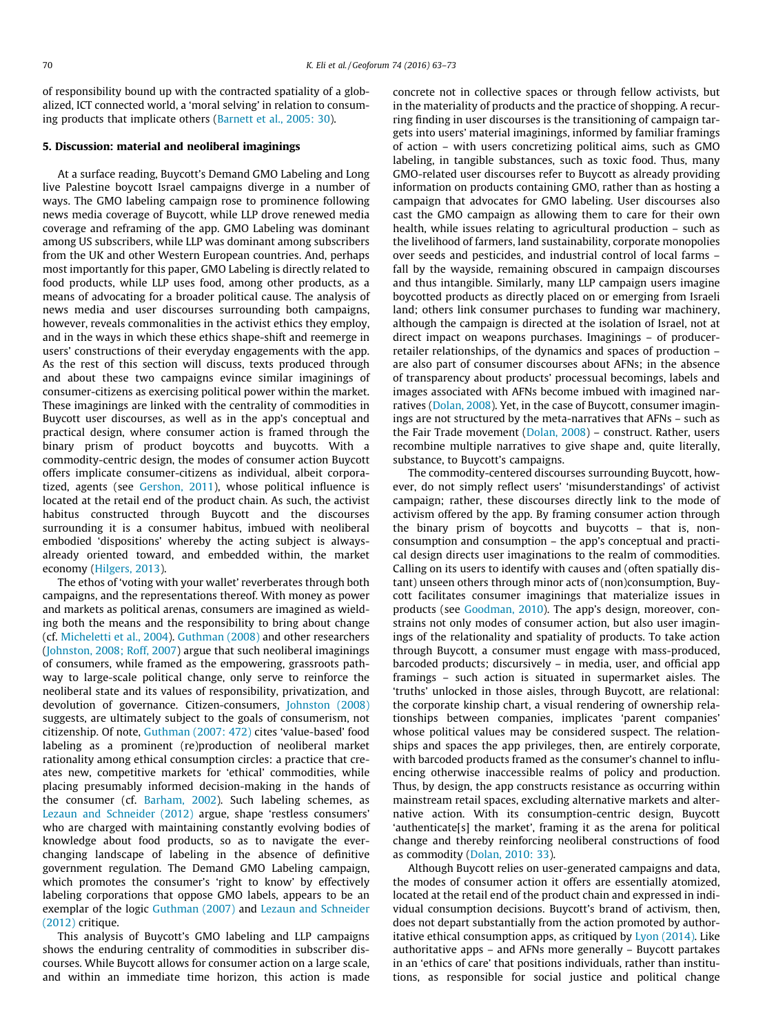of responsibility bound up with the contracted spatiality of a globalized, ICT connected world, a 'moral selving' in relation to consuming products that implicate others (Barnett et al., 2005: 30).

## 5. Discussion: material and neoliberal imaginings

At a surface reading, Buycott's Demand GMO Labeling and Long live Palestine boycott Israel campaigns diverge in a number of ways. The GMO labeling campaign rose to prominence following news media coverage of Buycott, while LLP drove renewed media coverage and reframing of the app. GMO Labeling was dominant among US subscribers, while LLP was dominant among subscribers from the UK and other Western European countries. And, perhaps most importantly for this paper, GMO Labeling is directly related to food products, while LLP uses food, among other products, as a means of advocating for a broader political cause. The analysis of news media and user discourses surrounding both campaigns, however, reveals commonalities in the activist ethics they employ, and in the ways in which these ethics shape-shift and reemerge in users' constructions of their everyday engagements with the app. As the rest of this section will discuss, texts produced through and about these two campaigns evince similar imaginings of consumer-citizens as exercising political power within the market. These imaginings are linked with the centrality of commodities in Buycott user discourses, as well as in the app's conceptual and practical design, where consumer action is framed through the binary prism of product boycotts and buycotts. With a commodity-centric design, the modes of consumer action Buycott offers implicate consumer-citizens as individual, albeit corporatized, agents (see Gershon, 2011), whose political influence is located at the retail end of the product chain. As such, the activist habitus constructed through Buycott and the discourses surrounding it is a consumer habitus, imbued with neoliberal embodied 'dispositions' whereby the acting subject is always-already oriented toward, and embedded within, the market economy (Hilgers, 2013).

The ethos of 'voting with your wallet' reverberates through both campaigns, and the representations thereof. With money as power and markets as political arenas, consumers are imagined as wielding both the means and the responsibility to bring about change (cf. Micheletti et al., 2004). Guthman (2008) and other researchers (Johnston, 2008; Roff, 2007) argue that such neoliberal imaginings of consumers, while framed as the empowering, grassroots pathway to large-scale political change, only serve to reinforce the neoliberal state and its values of responsibility, privatization, and devolution of governance. Citizen-consumers, Johnston (2008) suggests, are ultimately subject to the goals of consumerism, not citizenship. Of note, Guthman (2007: 472) cites 'value-based' food labeling as a prominent (re)production of neoliberal market rationality among ethical consumption circles: a practice that creates new, competitive markets for 'ethical' commodities, while placing presumably informed decision-making in the hands of the consumer (cf. Barham, 2002). Such labeling schemes, as Lezaun and Schneider (2012) argue, shape 'restless consumers' who are charged with maintaining constantly evolving bodies of knowledge about food products, so as to navigate the ever-changing landscape of labeling in the absence of definitive government regulation. The Demand GMO Labeling campaign, which promotes the consumer's 'right to know' by effectively labeling corporations that oppose GMO labels, appears to be an exemplar of the logic Guthman (2007) and Lezaun and Schneider (2012) critique.

This analysis of Buycott's GMO labeling and LLP campaigns shows the enduring centrality of commodities in subscriber discourses. While Buycott allows for consumer action on a large scale, and within an immediate time horizon, this action is made concrete not in collective spaces or through fellow activists, but in the materiality of products and the practice of shopping. A recurring finding in user discourses is the transitioning of campaign targets into users' material imaginings, informed by familiar framings of action – with users concretizing political aims, such as GMO labeling, in tangible substances, such as toxic food. Thus, many GMO-related user discourses refer to Buycott as already providing information on products containing GMO, rather than as hosting a campaign that advocates for GMO labeling. User discourses also cast the GMO campaign as allowing them to care for their own health, while issues relating to agricultural production – such as the livelihood of farmers, land sustainability, corporate monopolies over seeds and pesticides, and industrial control of local farms – fall by the wayside, remaining obscured in campaign discourses and thus intangible. Similarly, many LLP campaign users imagine boycotted products as directly placed on or emerging from Israeli land; others link consumer purchases to funding war machinery, although the campaign is directed at the isolation of Israel, not at direct impact on weapons purchases. Imaginings – of producer-retailer relationships, of the dynamics and spaces of production – are also part of consumer discourses about AFNs; in the absence of transparency about products' processual becomings, labels and images associated with AFNs become imbued with imagined narratives (Dolan, 2008). Yet, in the case of Buycott, consumer imaginings are not structured by the meta-narratives that AFNs – such as the Fair Trade movement (Dolan, 2008) – construct. Rather, users recombine multiple narratives to give shape and, quite literally, substance, to Buycott's campaigns.

The commodity-centered discourses surrounding Buycott, however, do not simply reflect users' 'misunderstandings' of activist campaign; rather, these discourses directly link to the mode of activism offered by the app. By framing consumer action through the binary prism of boycotts and buycotts – that is, non-consumption and consumption – the app's conceptual and practical design directs user imaginations to the realm of commodities. Calling on its users to identify with causes and (often spatially distant) unseen others through minor acts of (non)consumption, Buycott facilitates consumer imaginings that materialize issues in products (see Goodman, 2010). The app's design, moreover, constrains not only modes of consumer action, but also user imaginings of the relationality and spatiality of products. To take action through Buycott, a consumer must engage with mass-produced, barcoded products; discursively – in media, user, and official app framings – such action is situated in supermarket aisles. The 'truths' unlocked in those aisles, through Buycott, are relational: the corporate kinship chart, a visual rendering of ownership relationships between companies, implicates 'parent companies' whose political values may be considered suspect. The relationships and spaces the app privileges, then, are entirely corporate, with barcoded products framed as the consumer's channel to influencing otherwise inaccessible realms of policy and production. Thus, by design, the app constructs resistance as occurring within mainstream retail spaces, excluding alternative markets and alternative action. With its consumption-centric design, Buycott 'authenticate[s] the market', framing it as the arena for political change and thereby reinforcing neoliberal constructions of food as commodity (Dolan, 2010: 33).

Although Buycott relies on user-generated campaigns and data, the modes of consumer action it offers are essentially atomized, located at the retail end of the product chain and expressed in individual consumption decisions. Buycott's brand of activism, then, does not depart substantially from the action promoted by authoritative ethical consumption apps, as critiqued by Lyon (2014). Like authoritative apps – and AFNs more generally – Buycott partakes in an 'ethics of care' that positions individuals, rather than institutions, as responsible for social justice and political change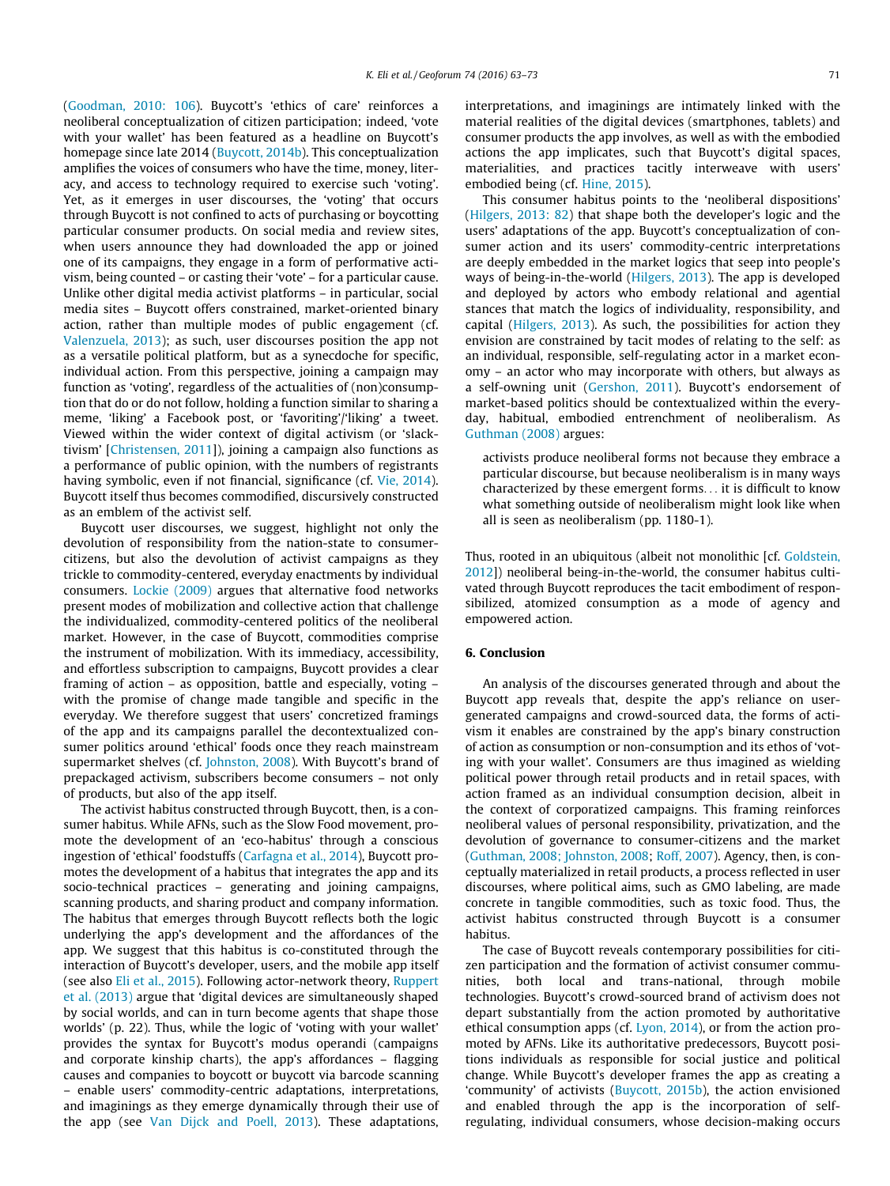(Goodman, 2010: 106). Buycott's 'ethics of care' reinforces a neoliberal conceptualization of citizen participation; indeed, 'vote with your wallet' has been featured as a headline on Buycott's homepage since late 2014 (Buycott, 2014b). This conceptualization amplifies the voices of consumers who have the time, money, literacy, and access to technology required to exercise such 'voting'. Yet, as it emerges in user discourses, the 'voting' that occurs through Buycott is not confined to acts of purchasing or boycotting particular consumer products. On social media and review sites, when users announce they had downloaded the app or joined one of its campaigns, they engage in a form of performative activism, being counted – or casting their 'vote' – for a particular cause. Unlike other digital media activist platforms – in particular, social media sites – Buycott offers constrained, market-oriented binary action, rather than multiple modes of public engagement (cf. Valenzuela, 2013); as such, user discourses position the app not as a versatile political platform, but as a synecdoche for specific, individual action. From this perspective, joining a campaign may function as 'voting', regardless of the actualities of (non)consumption that do or do not follow, holding a function similar to sharing a meme, 'liking' a Facebook post, or 'favoriting'/'liking' a tweet. Viewed within the wider context of digital activism (or 'slacktivism' [Christensen, 2011]), joining a campaign also functions as a performance of public opinion, with the numbers of registrants having symbolic, even if not financial, significance (cf. Vie, 2014). Buycott itself thus becomes commodified, discursively constructed as an emblem of the activist self.

Buycott user discourses, we suggest, highlight not only the devolution of responsibility from the nation-state to consumer-citizens, but also the devolution of activist campaigns as they trickle to commodity-centered, everyday enactments by individual consumers. Lockie (2009) argues that alternative food networks present modes of mobilization and collective action that challenge the individualized, commodity-centered politics of the neoliberal market. However, in the case of Buycott, commodities comprise the instrument of mobilization. With its immediacy, accessibility, and effortless subscription to campaigns, Buycott provides a clear framing of action – as opposition, battle and especially, voting – with the promise of change made tangible and specific in the everyday. We therefore suggest that users' concretized framings of the app and its campaigns parallel the decontextualized consumer politics around 'ethical' foods once they reach mainstream supermarket shelves (cf. Johnston, 2008). With Buycott's brand of prepackaged activism, subscribers become consumers – not only of products, but also of the app itself.

The activist habitus constructed through Buycott, then, is a consumer habitus. While AFNs, such as the Slow Food movement, promote the development of an 'eco-habitus' through a conscious ingestion of 'ethical' foodstuffs (Carfagna et al., 2014), Buycott promotes the development of a habitus that integrates the app and its socio-technical practices – generating and joining campaigns, scanning products, and sharing product and company information. The habitus that emerges through Buycott reflects both the logic underlying the app's development and the affordances of the app. We suggest that this habitus is co-constituted through the interaction of Buycott's developer, users, and the mobile app itself (see also Eli et al., 2015). Following actor-network theory, Ruppert et al. (2013) argue that 'digital devices are simultaneously shaped by social worlds, and can in turn become agents that shape those worlds' (p. 22). Thus, while the logic of 'voting with your wallet' provides the syntax for Buycott's modus operandi (campaigns and corporate kinship charts), the app's affordances – flagging causes and companies to boycott or buycott via barcode scanning – enable users' commodity-centric adaptations, interpretations, and imaginings as they emerge dynamically through their use of the app (see Van Dijck and Poell, 2013). These adaptations, interpretations, and imaginings are intimately linked with the material realities of the digital devices (smartphones, tablets) and consumer products the app involves, as well as with the embodied actions the app implicates, such that Buycott's digital spaces, materialities, and practices tacitly interweave with users' embodied being (cf. Hine, 2015).

This consumer habitus points to the 'neoliberal dispositions' (Hilgers, 2013: 82) that shape both the developer's logic and the users' adaptations of the app. Buycott's conceptualization of consumer action and its users' commodity-centric interpretations are deeply embedded in the market logics that seep into people's ways of being-in-the-world (Hilgers, 2013). The app is developed and deployed by actors who embody relational and agential stances that match the logics of individuality, responsibility, and capital (Hilgers, 2013). As such, the possibilities for action they envision are constrained by tacit modes of relating to the self: as an individual, responsible, self-regulating actor in a market economy – an actor who may incorporate with others, but always as a self-owning unit (Gershon, 2011). Buycott's endorsement of market-based politics should be contextualized within the everyday, habitual, embodied entrenchment of neoliberalism. As Guthman (2008) argues:

> activists produce neoliberal forms not because they embrace a particular discourse, but because neoliberalism is in many ways characterized by these emergent forms... it is difficult to know what something outside of neoliberalism might look like when all is seen as neoliberalism (pp. 1180-1).

Thus, rooted in an ubiquitous (albeit not monolithic [cf. Goldstein, 2012]) neoliberal being-in-the-world, the consumer habitus cultivated through Buycott reproduces the tacit embodiment of responsibilized, atomized consumption as a mode of agency and empowered action.

## 6. Conclusion

An analysis of the discourses generated through and about the Buycott app reveals that, despite the app's reliance on user-generated campaigns and crowd-sourced data, the forms of activism it enables are constrained by the app's binary construction of action as consumption or non-consumption and its ethos of 'voting with your wallet'. Consumers are thus imagined as wielding political power through retail products and in retail spaces, with action framed as an individual consumption decision, albeit in the context of corporatized campaigns. This framing reinforces neoliberal values of personal responsibility, privatization, and the devolution of governance to consumer-citizens and the market (Guthman, 2008; Johnston, 2008; Roff, 2007). Agency, then, is conceptually materialized in retail products, a process reflected in user discourses, where political aims, such as GMO labeling, are made concrete in tangible commodities, such as toxic food. Thus, the activist habitus constructed through Buycott is a consumer habitus.

The case of Buycott reveals contemporary possibilities for citizen participation and the formation of activist consumer communities, both local and trans-national, through mobile technologies. Buycott's crowd-sourced brand of activism does not depart substantially from the action promoted by authoritative ethical consumption apps (cf. Lyon, 2014), or from the action promoted by AFNs. Like its authoritative predecessors, Buycott positions individuals as responsible for social justice and political change. While Buycott's developer frames the app as creating a 'community' of activists (Buycott, 2015b), the action envisioned and enabled through the app is the incorporation of self-regulating, individual consumers, whose decision-making occurs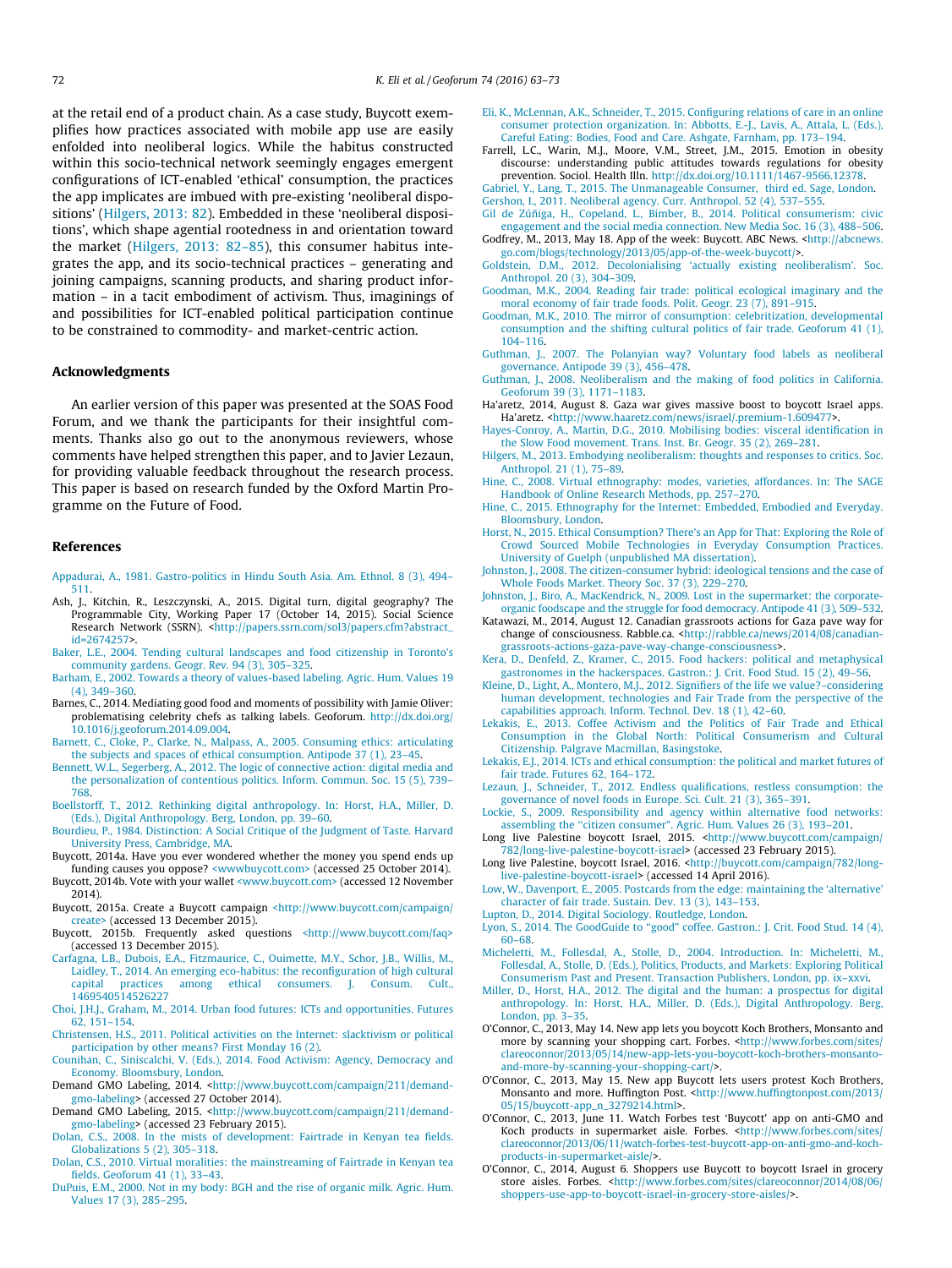at the retail end of a product chain. As a case study, Buycott exemplifies how practices associated with mobile app use are easily enfolded into neoliberal logics. While the habitus constructed within this socio-technical network seemingly engages emergent configurations of ICT-enabled 'ethical' consumption, the practices the app implicates are imbued with pre-existing 'neoliberal dispositions' (Hilgers, 2013: 82). Embedded in these 'neoliberal dispositions', which shape agential rootedness in and orientation toward the market (Hilgers, 2013: 82–85), this consumer habitus integrates the app, and its socio-technical practices – generating and joining campaigns, scanning products, and sharing product information – in a tacit embodiment of activism. Thus, imaginings of and possibilities for ICT-enabled political participation continue to be constrained to commodity- and market-centric action.

## Acknowledgments

An earlier version of this paper was presented at the SOAS Food Forum, and we thank the participants for their insightful comments. Thanks also go out to the anonymous reviewers, whose comments have helped strengthen this paper, and to Javier Lezaun, for providing valuable feedback throughout the research process. This paper is based on research funded by the Oxford Martin Programme on the Future of Food.

## References

Appadurai, A., 1981. Gastro-politics in Hindu South Asia. Am. Ethnol. 8 (3), 494–511.

Ash, J., Kitchin, R., Leszczynski, A., 2015. Digital turn, digital geography? The Programmable City, Working Paper 17 (October 14, 2015). Social Science Research Network (SSRN). <http://papers.ssrn.com/sol3/papers.cfm?abstract_id=2674257>.

Baker, L.E., 2004. Tending cultural landscapes and food citizenship in Toronto's community gardens. Geogr. Rev. 94 (3), 305–325.

Barham, E., 2002. Towards a theory of values-based labeling. Agric. Hum. Values 19 (4), 349–360.

Barnes, C., 2014. Mediating good food and moments of possibility with Jamie Oliver: problematising celebrity chefs as talking labels. Geoforum. http://dx.doi.org/10.1016/j.geoforum.2014.09.004.

Barnett, C., Cloke, P., Clarke, N., Malpass, A., 2005. Consuming ethics: articulating the subjects and spaces of ethical consumption. Antipode 37 (1), 23–45.

Bennett, W.L., Segerberg, A., 2012. The logic of connective action: digital media and the personalization of contentious politics. Inform. Commun. Soc. 15 (5), 739–768.

Boellstorff, T., 2012. Rethinking digital anthropology. In: Horst, H.A., Miller, D. (Eds.), Digital Anthropology. Berg, London, pp. 39–60.

Bourdieu, P., 1984. Distinction: A Social Critique of the Judgment of Taste. Harvard University Press, Cambridge, MA.

Buycott, 2014a. Have you ever wondered whether the money you spend ends up funding causes you oppose? <wwwbuycott.com> (accessed 25 October 2014).

Buycott, 2014b. Vote with your wallet <www.buycott.com> (accessed 12 November 2014).

Buycott, 2015a. Create a Buycott campaign <http://www.buycott.com/campaign/create> (accessed 13 December 2015).

Buycott, 2015b. Frequently asked questions <http://www.buycott.com/faq> (accessed 13 December 2015).

Carfagna, L.B., Dubois, E.A., Fitzmaurice, C., Ouimette, M.Y., Schor, J.B., Willis, M., Laidley, T., 2014. An emerging eco-habitus: the reconfiguration of high cultural capital practices among ethical consumers. J. Consum. Cult., 1469540514526227

Choi, J.H.J., Graham, M., 2014. Urban food futures: ICTs and opportunities. Futures 62, 151–154.

Christensen, H.S., 2011. Political activities on the Internet: slacktivism or political participation by other means? First Monday 16 (2).

Counihan, C., Siniscalchi, V. (Eds.), 2014. Food Activism: Agency, Democracy and Economy. Bloomsbury, London.

Demand GMO Labeling, 2014. <http://www.buycott.com/campaign/211/demand-gmo-labeling> (accessed 27 October 2014).

Demand GMO Labeling, 2015. <http://www.buycott.com/campaign/211/demand-gmo-labeling> (accessed 23 February 2015).

Dolan, C.S., 2008. In the mists of development: Fairtrade in Kenyan tea fields. Globalizations 5 (2), 305–318.

Dolan, C.S., 2010. Virtual moralities: the mainstreaming of Fairtrade in Kenyan tea fields. Geoforum 41 (1), 33–43.

DuPuis, E.M., 2000. Not in my body: BGH and the rise of organic milk. Agric. Hum. Values 17 (3), 285–295.

Eli, K., McLennan, A.K., Schneider, T., 2015. Configuring relations of care in an online consumer protection organization. In: Abbotts, E.-J., Lavis, A., Attala, L. (Eds.), Careful Eating: Bodies, Food and Care. Ashgate, Farnham, pp. 173–194.

Farrell, L.C., Warin, M.J., Moore, V.M., Street, J.M., 2015. Emotion in obesity discourse: understanding public attitudes towards regulations for obesity prevention. Sociol. Health Illn. http://dx.doi.org/10.1111/1467-9566.12378.

Gabriel, Y., Lang, T., 2015. The Unmanageable Consumer, third ed. Sage, London.

Gershon, I., 2011. Neoliberal agency. Curr. Anthropol. 52 (4), 537–555.

Gil de Zúñiga, H., Copeland, L., Bimber, B., 2014. Political consumerism: civic engagement and the social media connection. New Media Soc. 16 (3), 488–506.

Godfrey, M., 2013, May 18. App of the week: Buycott. ABC News. <http://abcnews.go.com/blogs/technology/2013/05/app-of-the-week-buycott/>.

Goldstein, D.M., 2012. Decolonialising 'actually existing neoliberalism'. Soc. Anthropol. 20 (3), 304–309.

Goodman, M.K., 2004. Reading fair trade: political ecological imaginary and the moral economy of fair trade foods. Polit. Geogr. 23 (7), 891–915.

Goodman, M.K., 2010. The mirror of consumption: celebritization, developmental consumption and the shifting cultural politics of fair trade. Geoforum 41 (1), 104–116.

Guthman, J., 2007. The Polanyian way? Voluntary food labels as neoliberal governance. Antipode 39 (3), 456–478.

Guthman, J., 2008. Neoliberalism and the making of food politics in California. Geoforum 39 (3), 1171–1183.

Ha'aretz, 2014, August 8. Gaza war gives massive boost to boycott Israel apps. Ha'aretz. <http://www.haaretz.com/news/israel/.premium-1.609477>.

Hayes-Conroy, A., Martin, D.G., 2010. Mobilising bodies: visceral identification in the Slow Food movement. Trans. Inst. Br. Geogr. 35 (2), 269–281.

Hilgers, M., 2013. Embodying neoliberalism: thoughts and responses to critics. Soc. Anthropol. 21 (1), 75–89.

Hine, C., 2008. Virtual ethnography: modes, varieties, affordances. In: The SAGE Handbook of Online Research Methods, pp. 257–270.

Hine, C., 2015. Ethnography for the Internet: Embedded, Embodied and Everyday. Bloomsbury, London.

Horst, N., 2015. Ethical Consumption? There's an App for That: Exploring the Role of Crowd Sourced Mobile Technologies in Everyday Consumption Practices. University of Guelph (unpublished MA dissertation).

Johnston, J., 2008. The citizen-consumer hybrid: ideological tensions and the case of Whole Foods Market. Theory Soc. 37 (3), 229–270.

Johnston, J., Biro, A., MacKendrick, N., 2009. Lost in the supermarket: the corporate-organic foodscape and the struggle for food democracy. Antipode 41 (3), 509–532.

Katawazi, M., 2014, August 12. Canadian grassroots actions for Gaza pave way for change of consciousness. Rabble.ca. <http://rabble.ca/news/2014/08/canadian-grassroots-actions-gaza-pave-way-change-consciousness>.

Kera, D., Denfeld, Z., Kramer, C., 2015. Food hackers: political and metaphysical gastronomes in the hackerspaces. Gastron.: J. Crit. Food Stud. 15 (2), 49–56.

Kleine, D., Light, A., Montero, M.J., 2012. Signifiers of the life we value?–considering human development, technologies and Fair Trade from the perspective of the capabilities approach. Inform. Technol. Dev. 18 (1), 42–60.

Lekakis, E., 2013. Coffee Activism and the Politics of Fair Trade and Ethical Consumption in the Global North: Political Consumerism and Cultural Citizenship. Palgrave Macmillan, Basingstoke.

Lekakis, E.J., 2014. ICTs and ethical consumption: the political and market futures of fair trade. Futures 62, 164–172.

Lezaun, J., Schneider, T., 2012. Endless qualifications, restless consumption: the governance of novel foods in Europe. Sci. Cult. 21 (3), 365–391.

Lockie, S., 2009. Responsibility and agency within alternative food networks: assembling the "citizen consumer". Agric. Hum. Values 26 (3), 193–201.

Long live Palestine boycott Israel, 2015. <http://www.buycott.com/campaign/782/long-live-palestine-boycott-israel> (accessed 23 February 2015).

Long live Palestine, boycott Israel, 2016. <http://buycott.com/campaign/782/long-live-palestine-boycott-israel> (accessed 14 April 2016).

Low, W., Davenport, E., 2005. Postcards from the edge: maintaining the 'alternative' character of fair trade. Sustain. Dev. 13 (3), 143–153.

Lupton, D., 2014. Digital Sociology. Routledge, London.

Lyon, S., 2014. The GoodGuide to "good" coffee. Gastron.: J. Crit. Food Stud. 14 (4), 60–68.

Micheletti, M., Follesdal, A., Stolle, D., 2004. Introduction. In: Micheletti, M., Follesdal, A., Stolle, D. (Eds.), Politics, Products, and Markets: Exploring Political Consumerism Past and Present. Transaction Publishers, London, pp. ix–xxvi.

Miller, D., Horst, H.A., 2012. The digital and the human: a prospectus for digital anthropology. In: Horst, H.A., Miller, D. (Eds.), Digital Anthropology. Berg, London, pp. 3–35.

O'Connor, C., 2013, May 14. New app lets you boycott Koch Brothers, Monsanto and more by scanning your shopping cart. Forbes. <http://www.forbes.com/sites/clareoconnor/2013/05/14/new-app-lets-you-boycott-koch-brothers-monsanto-and-more-by-scanning-your-shopping-cart/>.

O'Connor, C., 2013, May 15. New app Buycott lets users protest Koch Brothers, Monsanto and more. Huffington Post. <http://www.huffingtonpost.com/2013/05/15/buycott-app_n_3279214.html>.

O'Connor, C., 2013, June 11. Watch Forbes test 'Buycott' app on anti-GMO and Koch products in supermarket aisle. Forbes. <http://www.forbes.com/sites/clareoconnor/2013/06/11/watch-forbes-test-buycott-app-on-anti-gmo-and-koch-products-in-supermarket-aisle/>.

O'Connor, C., 2014, August 6. Shoppers use Buycott to boycott Israel in grocery store aisles. Forbes. <http://www.forbes.com/sites/clareoconnor/2014/08/06/shoppers-use-app-to-boycott-israel-in-grocery-store-aisles/>.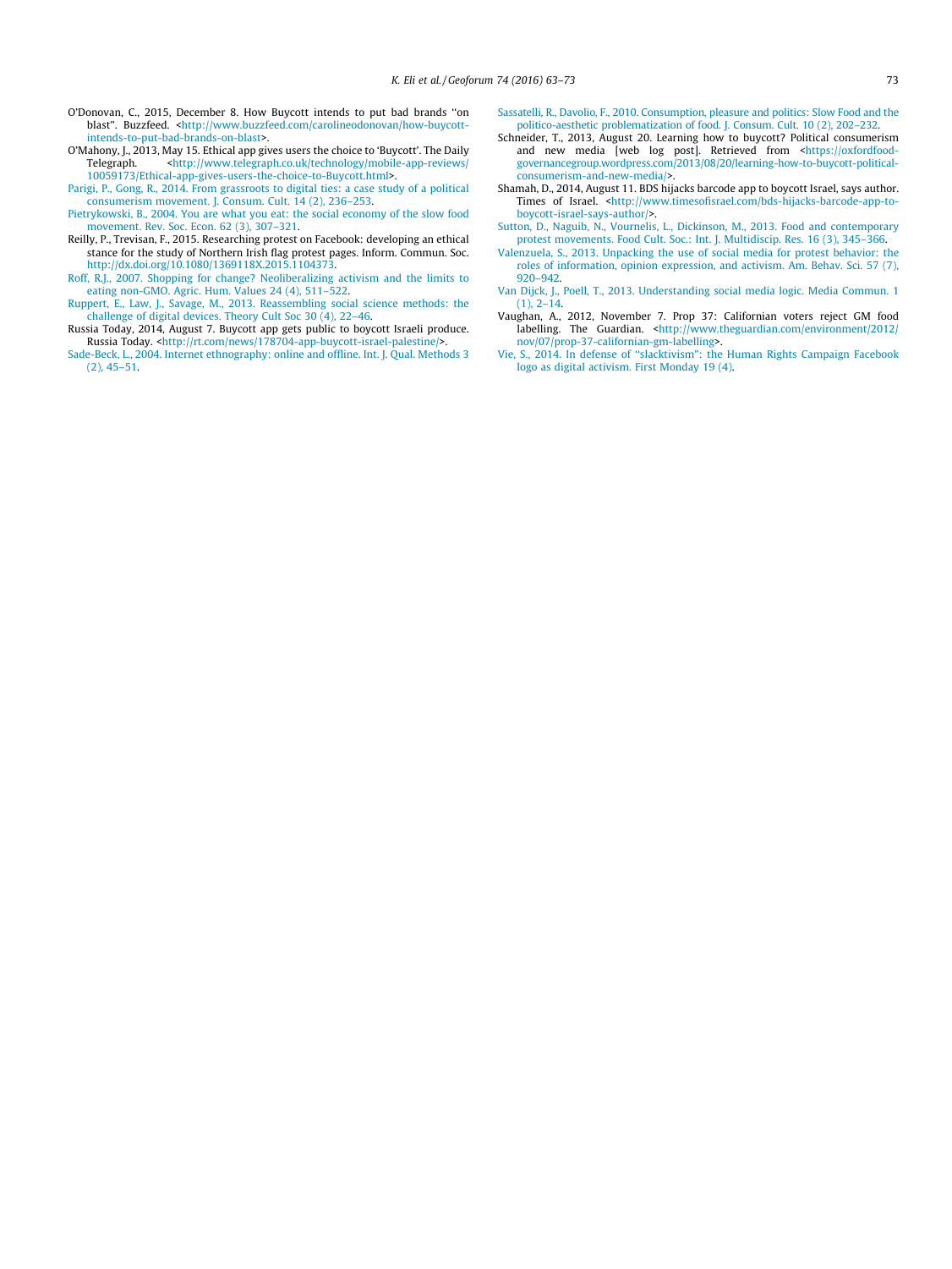O'Donovan, C., 2015, December 8. How Buycott intends to put bad brands "on blast". Buzzfeed. <http://www.buzzfeed.com/carolineodonovan/how-buycott-intends-to-put-bad-brands-on-blast>.

O'Mahony, J., 2013, May 15. Ethical app gives users the choice to 'Buycott'. The Daily Telegraph. <http://www.telegraph.co.uk/technology/mobile-app-reviews/10059173/Ethical-app-gives-users-the-choice-to-Buycott.html>.

Parigi, P., Gong, R., 2014. From grassroots to digital ties: a case study of a political consumerism movement. J. Consum. Cult. 14 (2), 236–253.

Pietrykowski, B., 2004. You are what you eat: the social economy of the slow food movement. Rev. Soc. Econ. 62 (3), 307–321.

Reilly, P., Trevisan, F., 2015. Researching protest on Facebook: developing an ethical stance for the study of Northern Irish flag protest pages. Inform. Commun. Soc. http://dx.doi.org/10.1080/1369118X.2015.1104373.

Roff, R.J., 2007. Shopping for change? Neoliberalizing activism and the limits to eating non-GMO. Agric. Hum. Values 24 (4), 511–522.

Ruppert, E., Law, J., Savage, M., 2013. Reassembling social science methods: the challenge of digital devices. Theory Cult Soc 30 (4), 22–46.

Russia Today, 2014, August 7. Buycott app gets public to boycott Israeli produce. Russia Today. <http://rt.com/news/178704-app-buycott-israel-palestine/>.

Sade-Beck, L., 2004. Internet ethnography: online and offline. Int. J. Qual. Methods 3 (2), 45–51.

Sassatelli, R., Davolio, F., 2010. Consumption, pleasure and politics: Slow Food and the politico-aesthetic problematization of food. J. Consum. Cult. 10 (2), 202–232.

Schneider, T., 2013, August 20. Learning how to buycott? Political consumerism and new media [web log post]. Retrieved from <https://oxfordfood-governancegroup.wordpress.com/2013/08/20/learning-how-to-buycott-political-consumerism-and-new-media/>.

Shamah, D., 2014, August 11. BDS hijacks barcode app to boycott Israel, says author. Times of Israel. <http://www.timesofisrael.com/bds-hijacks-barcode-app-to-boycott-israel-says-author/>.

Sutton, D., Naguib, N., Vournelis, L., Dickinson, M., 2013. Food and contemporary protest movements. Food Cult. Soc.: Int. J. Multidiscip. Res. 16 (3), 345–366.

Valenzuela, S., 2013. Unpacking the use of social media for protest behavior: the roles of information, opinion expression, and activism. Am. Behav. Sci. 57 (7), 920–942.

Van Dijck, J., Poell, T., 2013. Understanding social media logic. Media Commun. 1 (1), 2–14.

Vaughan, A., 2012, November 7. Prop 37: Californian voters reject GM food labelling. The Guardian. <http://www.theguardian.com/environment/2012/nov/07/prop-37-californian-gm-labelling>.

Vie, S., 2014. In defense of "slacktivism": the Human Rights Campaign Facebook logo as digital activism. First Monday 19 (4).